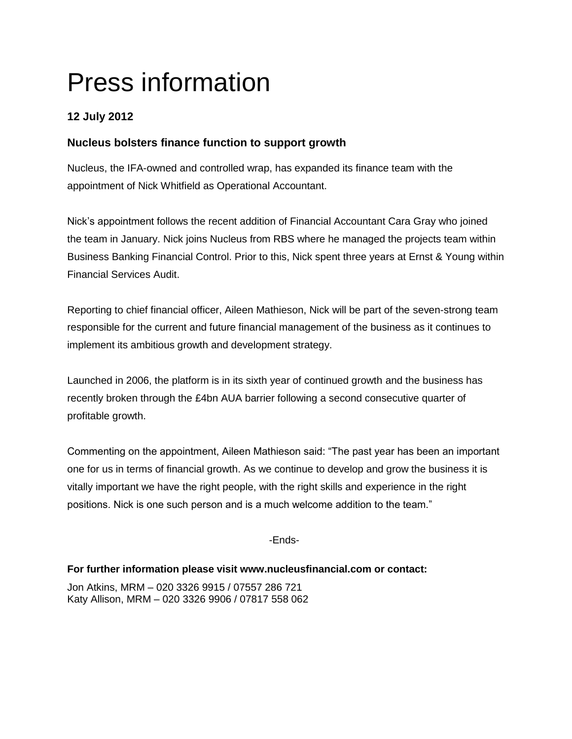# Press information

**12 July 2012**

### Nucleus bolsters finance function to support growth

Nucleus, the IFA-owned and controlled wrap, has expanded its finance team with the appointment of Nick Whitfield as Operational Accountant.

Nick's appointment follows the recent addition of Financial Accountant Cara Gray who joined the team in January. Nick joins Nucleus from RBS where he managed the projects team within Business Banking Financial Control. Prior to this, Nick spent three years at Ernst & Young within Financial Services Audit.

Reporting to chief financial officer, Aileen Mathieson, Nick will be part of the seven-strong team responsible for the current and future financial management of the business as it continues to implement its ambitious growth and development strategy.

Launched in 2006, the platform is in its sixth year of continued growth and the business has recently broken through the £4bn AUA barrier following a second consecutive quarter of profitable growth.

Commenting on the appointment, Aileen Mathieson said: "The past year has been an important one for us in terms of financial growth. As we continue to develop and grow the business it is vitally important we have the right people, with the right skills and experience in the right positions. Nick is one such person and is a much welcome addition to the team."

-Ends-

**For further information please visit www.nucleusfinancial.com or contact:**

Jon Atkins, MRM – 020 3326 9915 / 07557 286 721
Katy Allison, MRM – 020 3326 9906 / 07817 558 062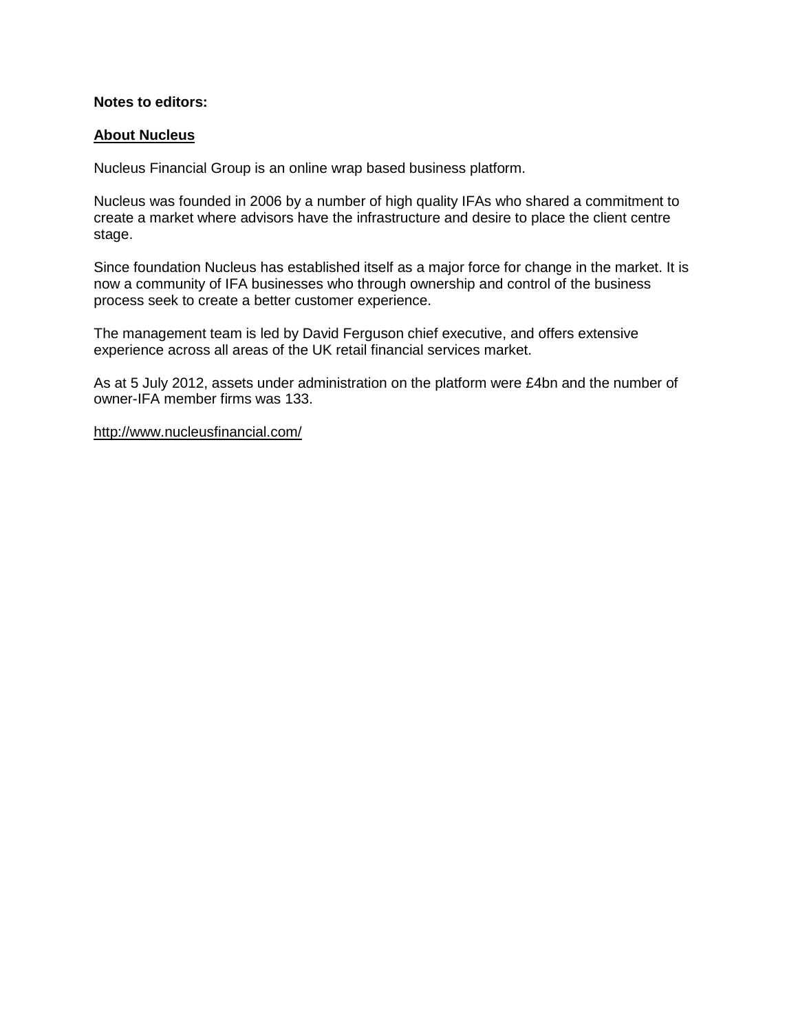**Notes to editors:**

**About Nucleus**

Nucleus Financial Group is an online wrap based business platform.

Nucleus was founded in 2006 by a number of high quality IFAs who shared a commitment to create a market where advisors have the infrastructure and desire to place the client centre stage.

Since foundation Nucleus has established itself as a major force for change in the market. It is now a community of IFA businesses who through ownership and control of the business process seek to create a better customer experience.

The management team is led by David Ferguson chief executive, and offers extensive experience across all areas of the UK retail financial services market.

As at 5 July 2012, assets under administration on the platform were £4bn and the number of owner-IFA member firms was 133.

http://www.nucleusfinancial.com/